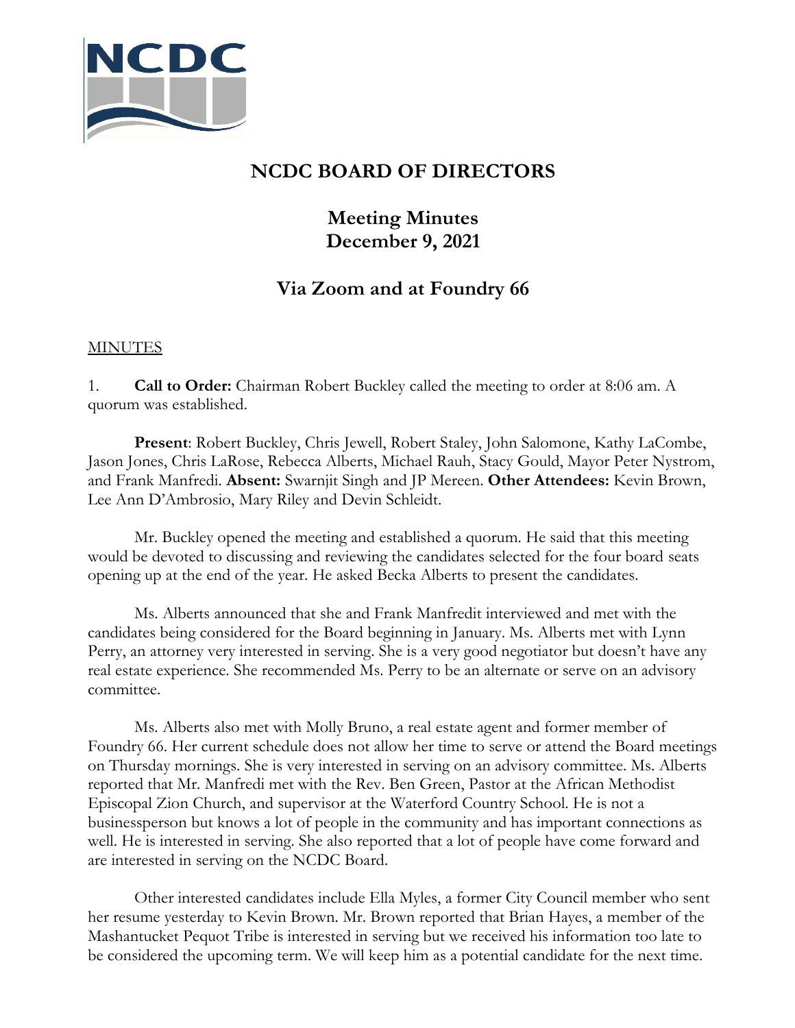# NCDC BOARD OF DIRECTORS

## Meeting Minutes
## December 9, 2021

## Via Zoom and at Foundry 66

MINUTES

1. **Call to Order:** Chairman Robert Buckley called the meeting to order at 8:06 am. A quorum was established.

**Present**: Robert Buckley, Chris Jewell, Robert Staley, John Salomone, Kathy LaCombe, Jason Jones, Chris LaRose, Rebecca Alberts, Michael Rauh, Stacy Gould, Mayor Peter Nystrom, and Frank Manfredi. **Absent:** Swarnjit Singh and JP Mereen. **Other Attendees:** Kevin Brown, Lee Ann D'Ambrosio, Mary Riley and Devin Schleidt.

Mr. Buckley opened the meeting and established a quorum. He said that this meeting would be devoted to discussing and reviewing the candidates selected for the four board seats opening up at the end of the year. He asked Becka Alberts to present the candidates.

Ms. Alberts announced that she and Frank Manfredit interviewed and met with the candidates being considered for the Board beginning in January. Ms. Alberts met with Lynn Perry, an attorney very interested in serving. She is a very good negotiator but doesn't have any real estate experience. She recommended Ms. Perry to be an alternate or serve on an advisory committee.

Ms. Alberts also met with Molly Bruno, a real estate agent and former member of Foundry 66. Her current schedule does not allow her time to serve or attend the Board meetings on Thursday mornings. She is very interested in serving on an advisory committee. Ms. Alberts reported that Mr. Manfredi met with the Rev. Ben Green, Pastor at the African Methodist Episcopal Zion Church, and supervisor at the Waterford Country School. He is not a businessperson but knows a lot of people in the community and has important connections as well. He is interested in serving. She also reported that a lot of people have come forward and are interested in serving on the NCDC Board.

Other interested candidates include Ella Myles, a former City Council member who sent her resume yesterday to Kevin Brown. Mr. Brown reported that Brian Hayes, a member of the Mashantucket Pequot Tribe is interested in serving but we received his information too late to be considered the upcoming term. We will keep him as a potential candidate for the next time.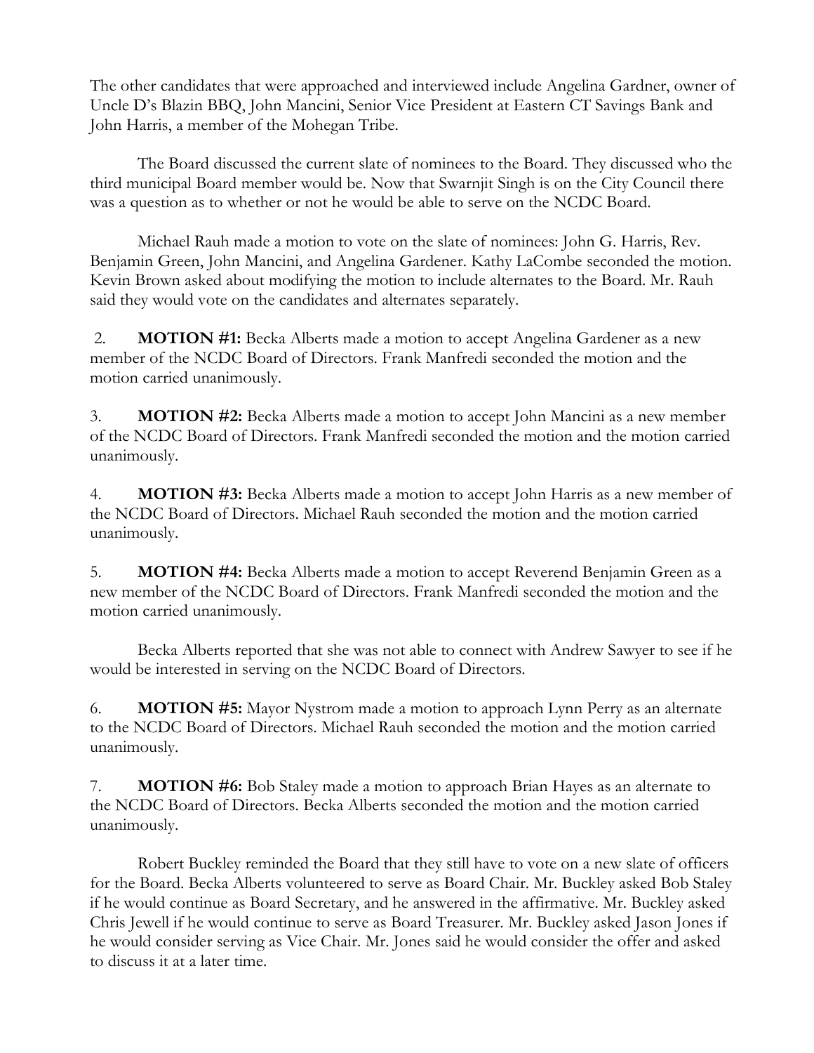The other candidates that were approached and interviewed include Angelina Gardner, owner of Uncle D's Blazin BBQ, John Mancini, Senior Vice President at Eastern CT Savings Bank and John Harris, a member of the Mohegan Tribe.

The Board discussed the current slate of nominees to the Board. They discussed who the third municipal Board member would be. Now that Swarnjit Singh is on the City Council there was a question as to whether or not he would be able to serve on the NCDC Board.

Michael Rauh made a motion to vote on the slate of nominees: John G. Harris, Rev. Benjamin Green, John Mancini, and Angelina Gardener. Kathy LaCombe seconded the motion. Kevin Brown asked about modifying the motion to include alternates to the Board. Mr. Rauh said they would vote on the candidates and alternates separately.

2. **MOTION #1:** Becka Alberts made a motion to accept Angelina Gardener as a new member of the NCDC Board of Directors. Frank Manfredi seconded the motion and the motion carried unanimously.

3. **MOTION #2:** Becka Alberts made a motion to accept John Mancini as a new member of the NCDC Board of Directors. Frank Manfredi seconded the motion and the motion carried unanimously.

4. **MOTION #3:** Becka Alberts made a motion to accept John Harris as a new member of the NCDC Board of Directors. Michael Rauh seconded the motion and the motion carried unanimously.

5. **MOTION #4:** Becka Alberts made a motion to accept Reverend Benjamin Green as a new member of the NCDC Board of Directors. Frank Manfredi seconded the motion and the motion carried unanimously.

Becka Alberts reported that she was not able to connect with Andrew Sawyer to see if he would be interested in serving on the NCDC Board of Directors.

6. **MOTION #5:** Mayor Nystrom made a motion to approach Lynn Perry as an alternate to the NCDC Board of Directors. Michael Rauh seconded the motion and the motion carried unanimously.

7. **MOTION #6:** Bob Staley made a motion to approach Brian Hayes as an alternate to the NCDC Board of Directors. Becka Alberts seconded the motion and the motion carried unanimously.

Robert Buckley reminded the Board that they still have to vote on a new slate of officers for the Board. Becka Alberts volunteered to serve as Board Chair. Mr. Buckley asked Bob Staley if he would continue as Board Secretary, and he answered in the affirmative. Mr. Buckley asked Chris Jewell if he would continue to serve as Board Treasurer. Mr. Buckley asked Jason Jones if he would consider serving as Vice Chair. Mr. Jones said he would consider the offer and asked to discuss it at a later time.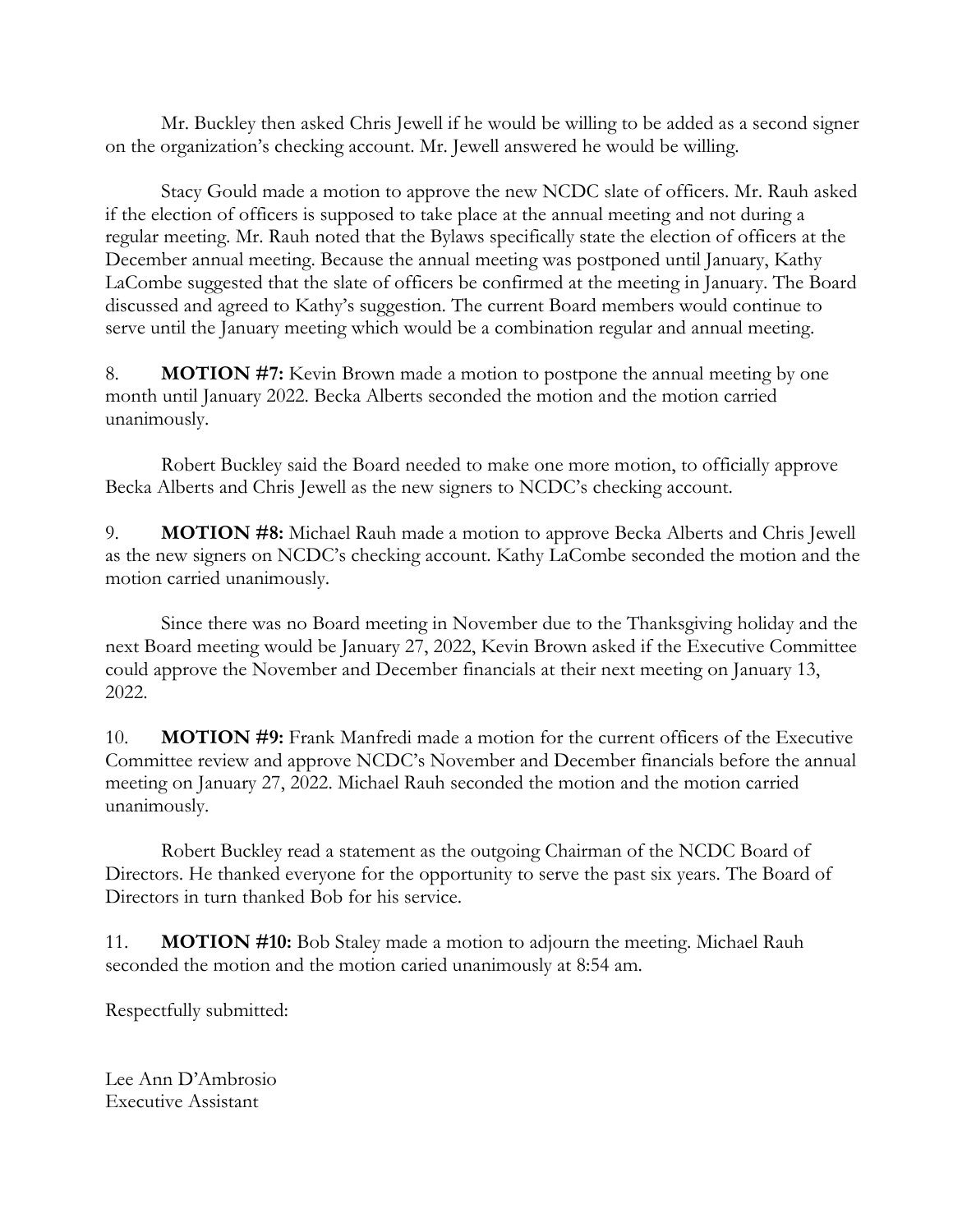Mr. Buckley then asked Chris Jewell if he would be willing to be added as a second signer on the organization's checking account. Mr. Jewell answered he would be willing.

Stacy Gould made a motion to approve the new NCDC slate of officers. Mr. Rauh asked if the election of officers is supposed to take place at the annual meeting and not during a regular meeting. Mr. Rauh noted that the Bylaws specifically state the election of officers at the December annual meeting. Because the annual meeting was postponed until January, Kathy LaCombe suggested that the slate of officers be confirmed at the meeting in January. The Board discussed and agreed to Kathy's suggestion. The current Board members would continue to serve until the January meeting which would be a combination regular and annual meeting.

8. **MOTION #7:** Kevin Brown made a motion to postpone the annual meeting by one month until January 2022. Becka Alberts seconded the motion and the motion carried unanimously.

Robert Buckley said the Board needed to make one more motion, to officially approve Becka Alberts and Chris Jewell as the new signers to NCDC's checking account.

9. **MOTION #8:** Michael Rauh made a motion to approve Becka Alberts and Chris Jewell as the new signers on NCDC's checking account. Kathy LaCombe seconded the motion and the motion carried unanimously.

Since there was no Board meeting in November due to the Thanksgiving holiday and the next Board meeting would be January 27, 2022, Kevin Brown asked if the Executive Committee could approve the November and December financials at their next meeting on January 13, 2022.

10. **MOTION #9:** Frank Manfredi made a motion for the current officers of the Executive Committee review and approve NCDC's November and December financials before the annual meeting on January 27, 2022. Michael Rauh seconded the motion and the motion carried unanimously.

Robert Buckley read a statement as the outgoing Chairman of the NCDC Board of Directors. He thanked everyone for the opportunity to serve the past six years. The Board of Directors in turn thanked Bob for his service.

11. **MOTION #10:** Bob Staley made a motion to adjourn the meeting. Michael Rauh seconded the motion and the motion caried unanimously at 8:54 am.

Respectfully submitted:

Lee Ann D'Ambrosio
Executive Assistant